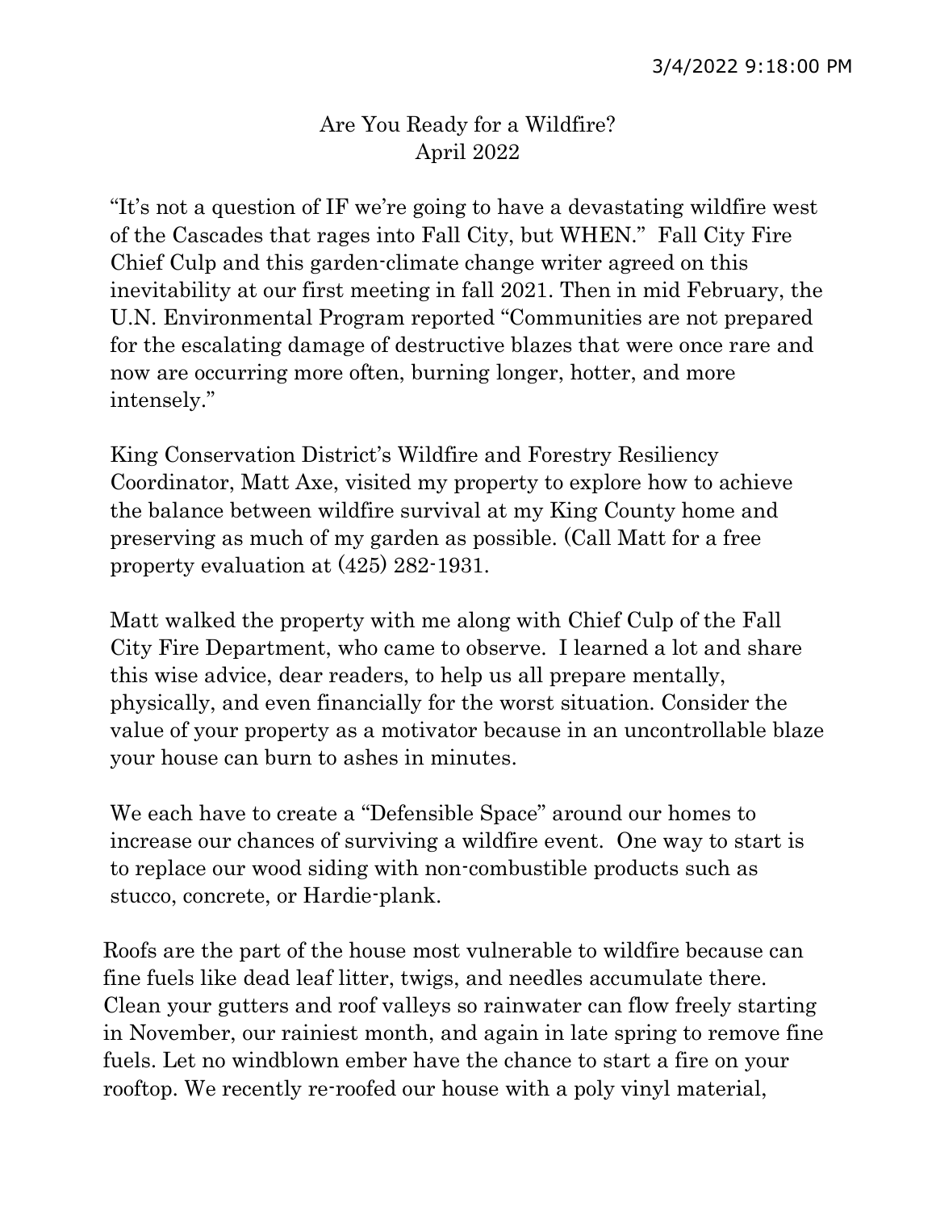3/4/2022 9:18:00 PM

# Are You Ready for a Wildfire?
## April 2022

"It's not a question of IF we're going to have a devastating wildfire west of the Cascades that rages into Fall City, but WHEN." Fall City Fire Chief Culp and this garden-climate change writer agreed on this inevitability at our first meeting in fall 2021. Then in mid February, the U.N. Environmental Program reported "Communities are not prepared for the escalating damage of destructive blazes that were once rare and now are occurring more often, burning longer, hotter, and more intensely."

King Conservation District's Wildfire and Forestry Resiliency Coordinator, Matt Axe, visited my property to explore how to achieve the balance between wildfire survival at my King County home and preserving as much of my garden as possible. (Call Matt for a free property evaluation at (425) 282-1931.

Matt walked the property with me along with Chief Culp of the Fall City Fire Department, who came to observe. I learned a lot and share this wise advice, dear readers, to help us all prepare mentally, physically, and even financially for the worst situation. Consider the value of your property as a motivator because in an uncontrollable blaze your house can burn to ashes in minutes.

We each have to create a "Defensible Space" around our homes to increase our chances of surviving a wildfire event. One way to start is to replace our wood siding with non-combustible products such as stucco, concrete, or Hardie-plank.

Roofs are the part of the house most vulnerable to wildfire because can fine fuels like dead leaf litter, twigs, and needles accumulate there. Clean your gutters and roof valleys so rainwater can flow freely starting in November, our rainiest month, and again in late spring to remove fine fuels. Let no windblown ember have the chance to start a fire on your rooftop. We recently re-roofed our house with a poly vinyl material,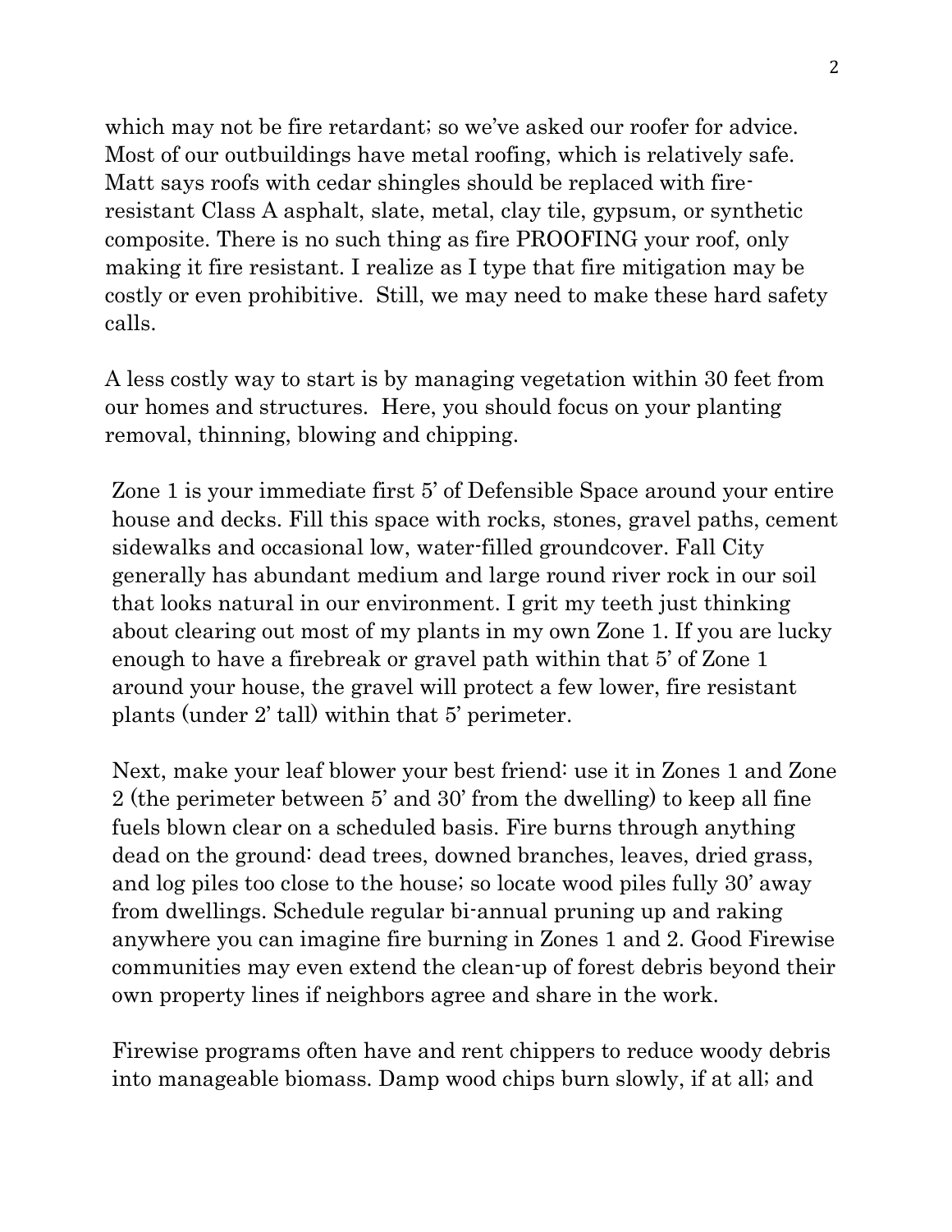which may not be fire retardant; so we've asked our roofer for advice. Most of our outbuildings have metal roofing, which is relatively safe. Matt says roofs with cedar shingles should be replaced with fire-resistant Class A asphalt, slate, metal, clay tile, gypsum, or synthetic composite. There is no such thing as fire PROOFING your roof, only making it fire resistant. I realize as I type that fire mitigation may be costly or even prohibitive. Still, we may need to make these hard safety calls.

A less costly way to start is by managing vegetation within 30 feet from our homes and structures. Here, you should focus on your planting removal, thinning, blowing and chipping.

Zone 1 is your immediate first 5' of Defensible Space around your entire house and decks. Fill this space with rocks, stones, gravel paths, cement sidewalks and occasional low, water-filled groundcover. Fall City generally has abundant medium and large round river rock in our soil that looks natural in our environment. I grit my teeth just thinking about clearing out most of my plants in my own Zone 1. If you are lucky enough to have a firebreak or gravel path within that 5' of Zone 1 around your house, the gravel will protect a few lower, fire resistant plants (under 2' tall) within that 5' perimeter.

Next, make your leaf blower your best friend: use it in Zones 1 and Zone 2 (the perimeter between 5' and 30' from the dwelling) to keep all fine fuels blown clear on a scheduled basis. Fire burns through anything dead on the ground: dead trees, downed branches, leaves, dried grass, and log piles too close to the house; so locate wood piles fully 30' away from dwellings. Schedule regular bi-annual pruning up and raking anywhere you can imagine fire burning in Zones 1 and 2. Good Firewise communities may even extend the clean-up of forest debris beyond their own property lines if neighbors agree and share in the work.

Firewise programs often have and rent chippers to reduce woody debris into manageable biomass. Damp wood chips burn slowly, if at all; and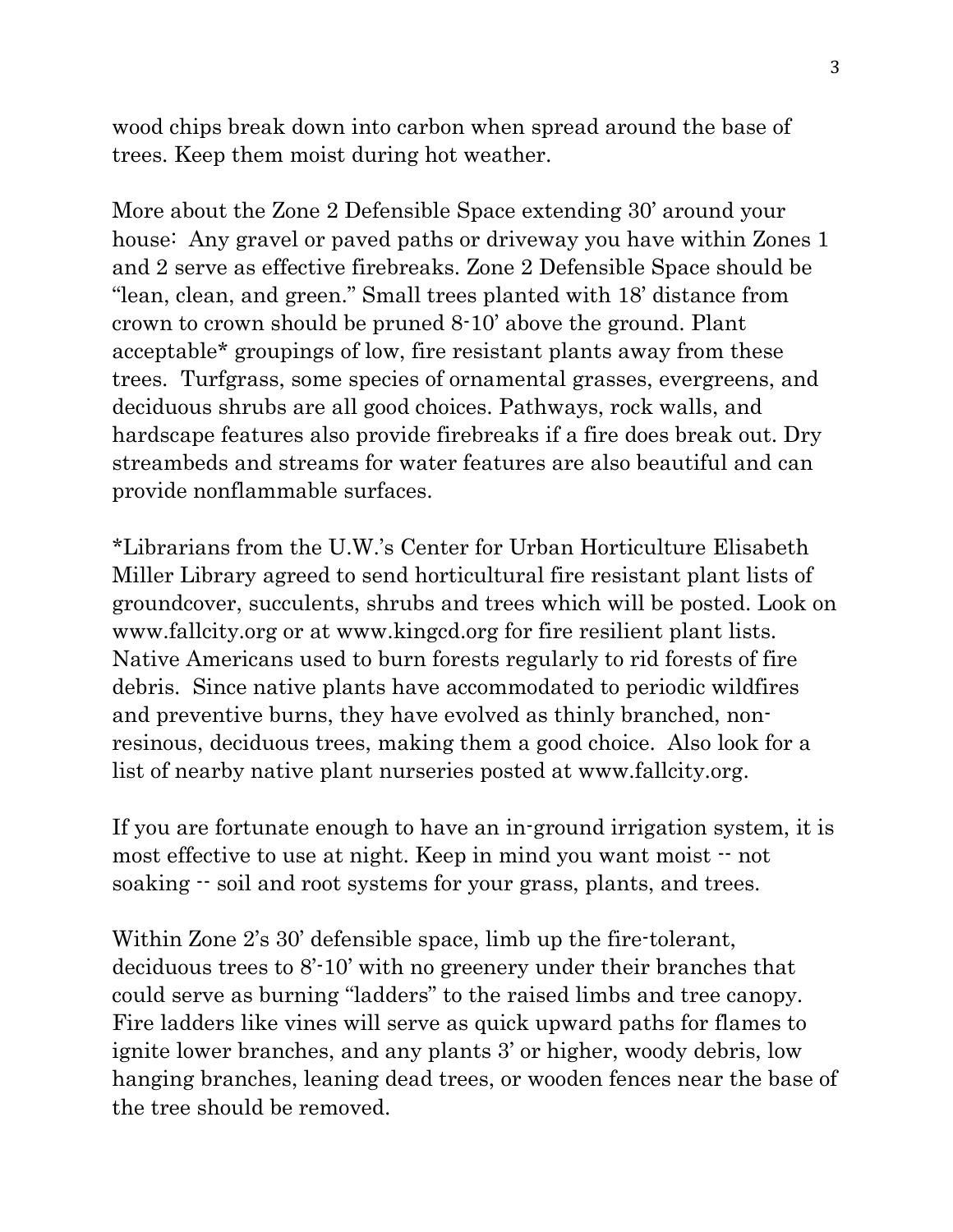wood chips break down into carbon when spread around the base of trees. Keep them moist during hot weather.

More about the Zone 2 Defensible Space extending 30' around your house: Any gravel or paved paths or driveway you have within Zones 1 and 2 serve as effective firebreaks. Zone 2 Defensible Space should be "lean, clean, and green." Small trees planted with 18' distance from crown to crown should be pruned 8-10' above the ground. Plant acceptable* groupings of low, fire resistant plants away from these trees. Turfgrass, some species of ornamental grasses, evergreens, and deciduous shrubs are all good choices. Pathways, rock walls, and hardscape features also provide firebreaks if a fire does break out. Dry streambeds and streams for water features are also beautiful and can provide nonflammable surfaces.

*Librarians from the U.W.'s Center for Urban Horticulture Elisabeth Miller Library agreed to send horticultural fire resistant plant lists of groundcover, succulents, shrubs and trees which will be posted. Look on www.fallcity.org or at www.kingcd.org for fire resilient plant lists. Native Americans used to burn forests regularly to rid forests of fire debris. Since native plants have accommodated to periodic wildfires and preventive burns, they have evolved as thinly branched, non-resinous, deciduous trees, making them a good choice. Also look for a list of nearby native plant nurseries posted at www.fallcity.org.

If you are fortunate enough to have an in-ground irrigation system, it is most effective to use at night. Keep in mind you want moist -- not soaking -- soil and root systems for your grass, plants, and trees.

Within Zone 2's 30' defensible space, limb up the fire-tolerant, deciduous trees to 8'-10' with no greenery under their branches that could serve as burning "ladders" to the raised limbs and tree canopy. Fire ladders like vines will serve as quick upward paths for flames to ignite lower branches, and any plants 3' or higher, woody debris, low hanging branches, leaning dead trees, or wooden fences near the base of the tree should be removed.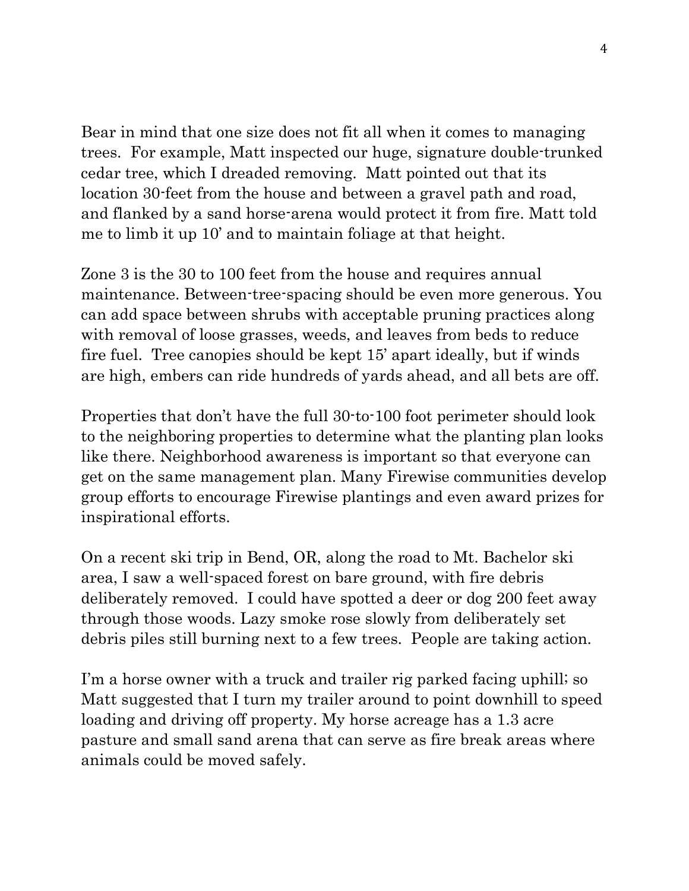Bear in mind that one size does not fit all when it comes to managing trees. For example, Matt inspected our huge, signature double-trunked cedar tree, which I dreaded removing. Matt pointed out that its location 30-feet from the house and between a gravel path and road, and flanked by a sand horse-arena would protect it from fire. Matt told me to limb it up 10' and to maintain foliage at that height.

Zone 3 is the 30 to 100 feet from the house and requires annual maintenance. Between-tree-spacing should be even more generous. You can add space between shrubs with acceptable pruning practices along with removal of loose grasses, weeds, and leaves from beds to reduce fire fuel. Tree canopies should be kept 15' apart ideally, but if winds are high, embers can ride hundreds of yards ahead, and all bets are off.

Properties that don't have the full 30-to-100 foot perimeter should look to the neighboring properties to determine what the planting plan looks like there. Neighborhood awareness is important so that everyone can get on the same management plan. Many Firewise communities develop group efforts to encourage Firewise plantings and even award prizes for inspirational efforts.

On a recent ski trip in Bend, OR, along the road to Mt. Bachelor ski area, I saw a well-spaced forest on bare ground, with fire debris deliberately removed. I could have spotted a deer or dog 200 feet away through those woods. Lazy smoke rose slowly from deliberately set debris piles still burning next to a few trees. People are taking action.

I'm a horse owner with a truck and trailer rig parked facing uphill; so Matt suggested that I turn my trailer around to point downhill to speed loading and driving off property. My horse acreage has a 1.3 acre pasture and small sand arena that can serve as fire break areas where animals could be moved safely.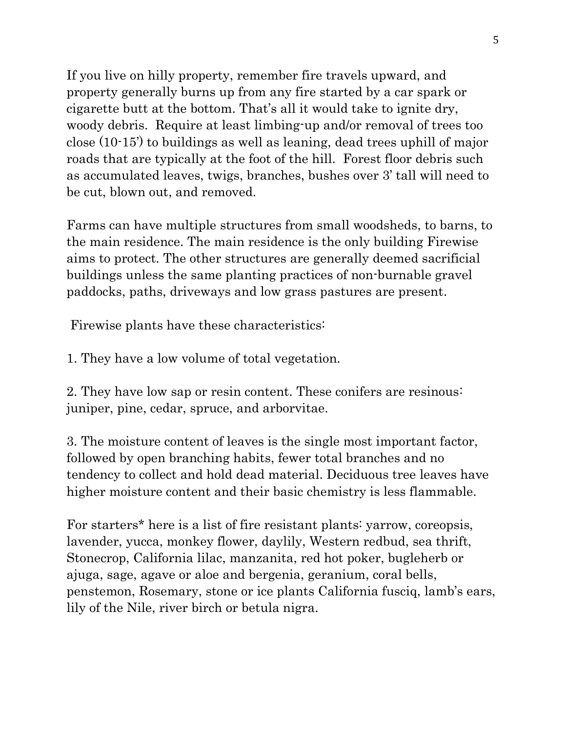If you live on hilly property, remember fire travels upward, and property generally burns up from any fire started by a car spark or cigarette butt at the bottom. That's all it would take to ignite dry, woody debris. Require at least limbing-up and/or removal of trees too close (10-15') to buildings as well as leaning, dead trees uphill of major roads that are typically at the foot of the hill. Forest floor debris such as accumulated leaves, twigs, branches, bushes over 3' tall will need to be cut, blown out, and removed.

Farms can have multiple structures from small woodsheds, to barns, to the main residence. The main residence is the only building Firewise aims to protect. The other structures are generally deemed sacrificial buildings unless the same planting practices of non-burnable gravel paddocks, paths, driveways and low grass pastures are present.

Firewise plants have these characteristics:

1. They have a low volume of total vegetation.

2. They have low sap or resin content. These conifers are resinous: juniper, pine, cedar, spruce, and arborvitae.

3. The moisture content of leaves is the single most important factor, followed by open branching habits, fewer total branches and no tendency to collect and hold dead material. Deciduous tree leaves have higher moisture content and their basic chemistry is less flammable.

For starters* here is a list of fire resistant plants: yarrow, coreopsis, lavender, yucca, monkey flower, daylily, Western redbud, sea thrift, Stonecrop, California lilac, manzanita, red hot poker, bugleherb or ajuga, sage, agave or aloe and bergenia, geranium, coral bells, penstemon, Rosemary, stone or ice plants California fusciq, lamb's ears, lily of the Nile, river birch or betula nigra.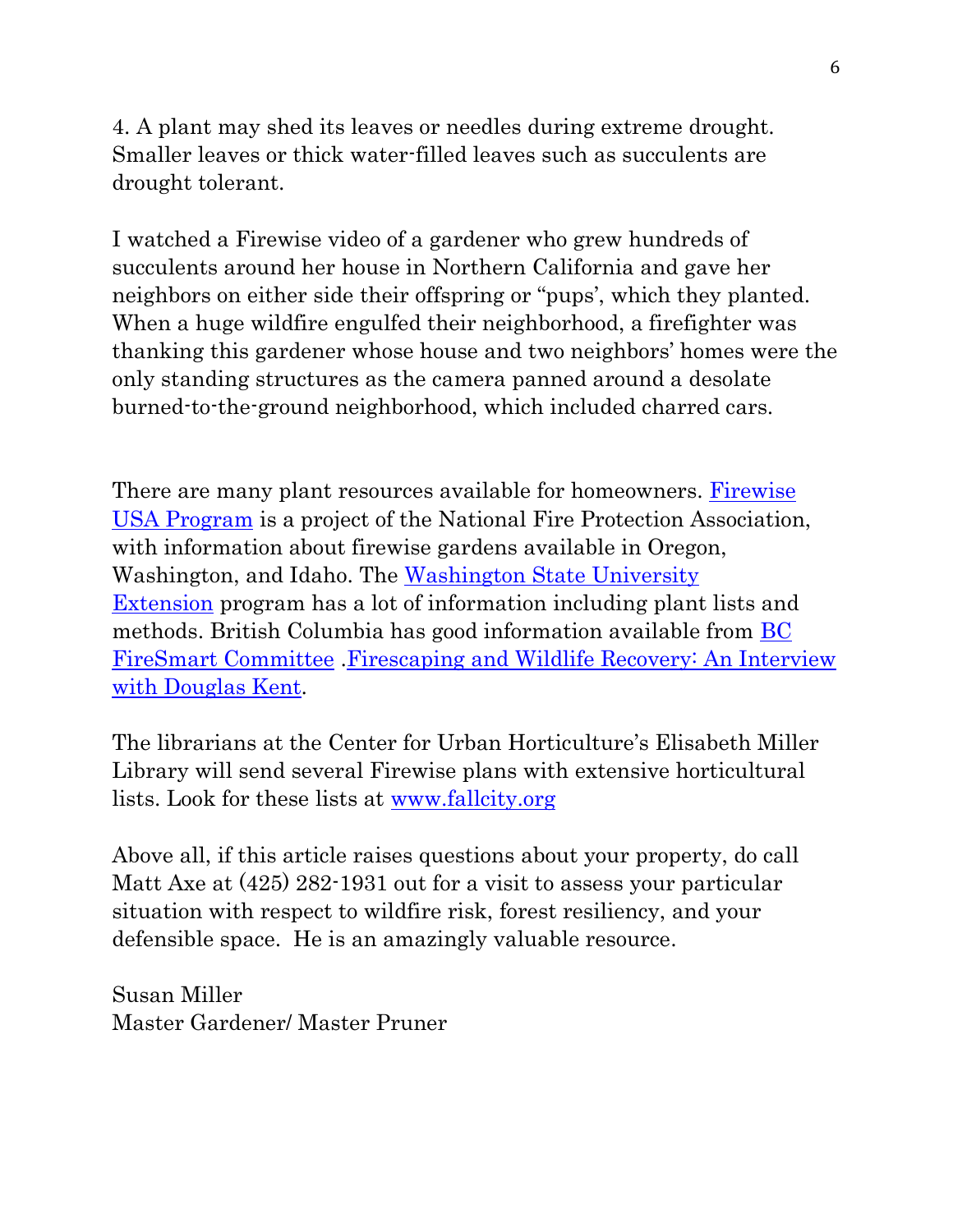4. A plant may shed its leaves or needles during extreme drought. Smaller leaves or thick water-filled leaves such as succulents are drought tolerant.

I watched a Firewise video of a gardener who grew hundreds of succulents around her house in Northern California and gave her neighbors on either side their offspring or "pups', which they planted. When a huge wildfire engulfed their neighborhood, a firefighter was thanking this gardener whose house and two neighbors' homes were the only standing structures as the camera panned around a desolate burned-to-the-ground neighborhood, which included charred cars.

There are many plant resources available for homeowners. Firewise USA Program is a project of the National Fire Protection Association, with information about firewise gardens available in Oregon, Washington, and Idaho. The Washington State University Extension program has a lot of information including plant lists and methods. British Columbia has good information available from BC FireSmart Committee .Firescaping and Wildlife Recovery: An Interview with Douglas Kent.

The librarians at the Center for Urban Horticulture's Elisabeth Miller Library will send several Firewise plans with extensive horticultural lists. Look for these lists at www.fallcity.org

Above all, if this article raises questions about your property, do call Matt Axe at (425) 282-1931 out for a visit to assess your particular situation with respect to wildfire risk, forest resiliency, and your defensible space. He is an amazingly valuable resource.

Susan Miller
Master Gardener/ Master Pruner